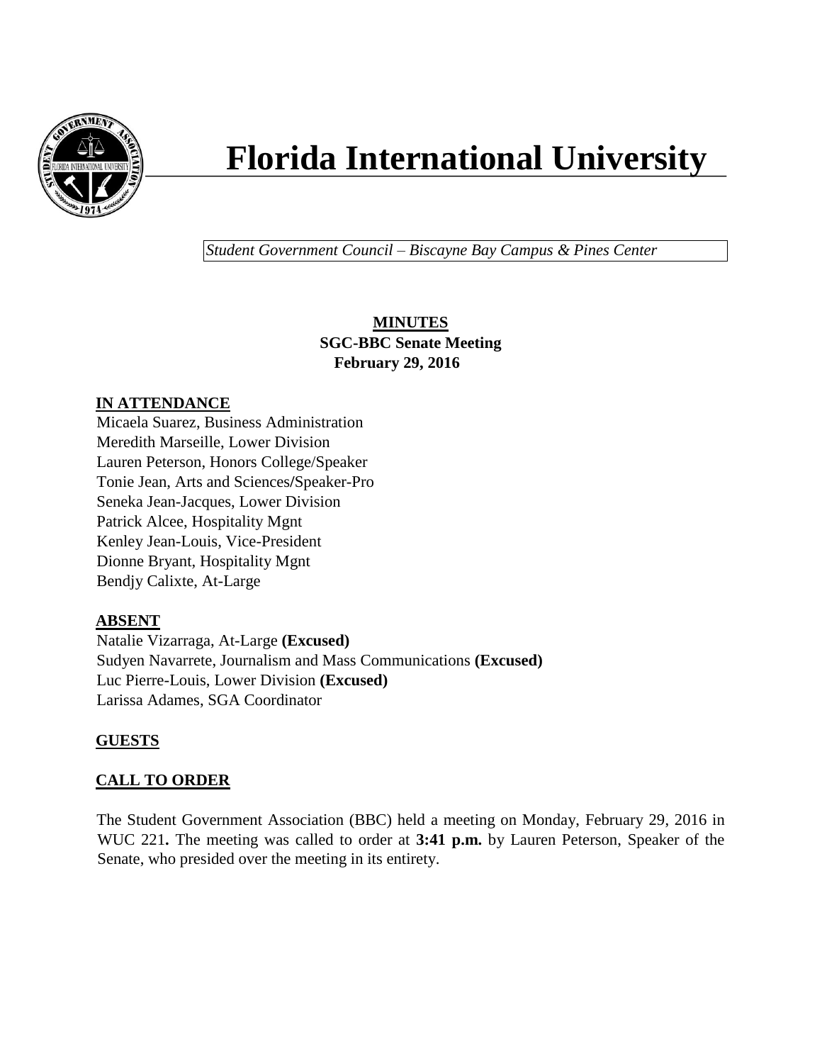# Florida International University

*Student Government Council – Biscayne Bay Campus & Pines Center*

**MINUTES**
**SGC-BBC Senate Meeting**
**February 29, 2016**

## IN ATTENDANCE

Micaela Suarez, Business Administration
Meredith Marseille, Lower Division
Lauren Peterson, Honors College/Speaker
Tonie Jean, Arts and Sciences/Speaker-Pro
Seneka Jean-Jacques, Lower Division
Patrick Alcee, Hospitality Mgnt
Kenley Jean-Louis, Vice-President
Dionne Bryant, Hospitality Mgnt
Bendjy Calixte, At-Large

## ABSENT

Natalie Vizarraga, At-Large **(Excused)**
Sudyen Navarrete, Journalism and Mass Communications **(Excused)**
Luc Pierre-Louis, Lower Division **(Excused)**
Larissa Adames, SGA Coordinator

## GUESTS

## CALL TO ORDER

The Student Government Association (BBC) held a meeting on Monday, February 29, 2016 in WUC 221**.** The meeting was called to order at **3:41 p.m.** by Lauren Peterson, Speaker of the Senate, who presided over the meeting in its entirety.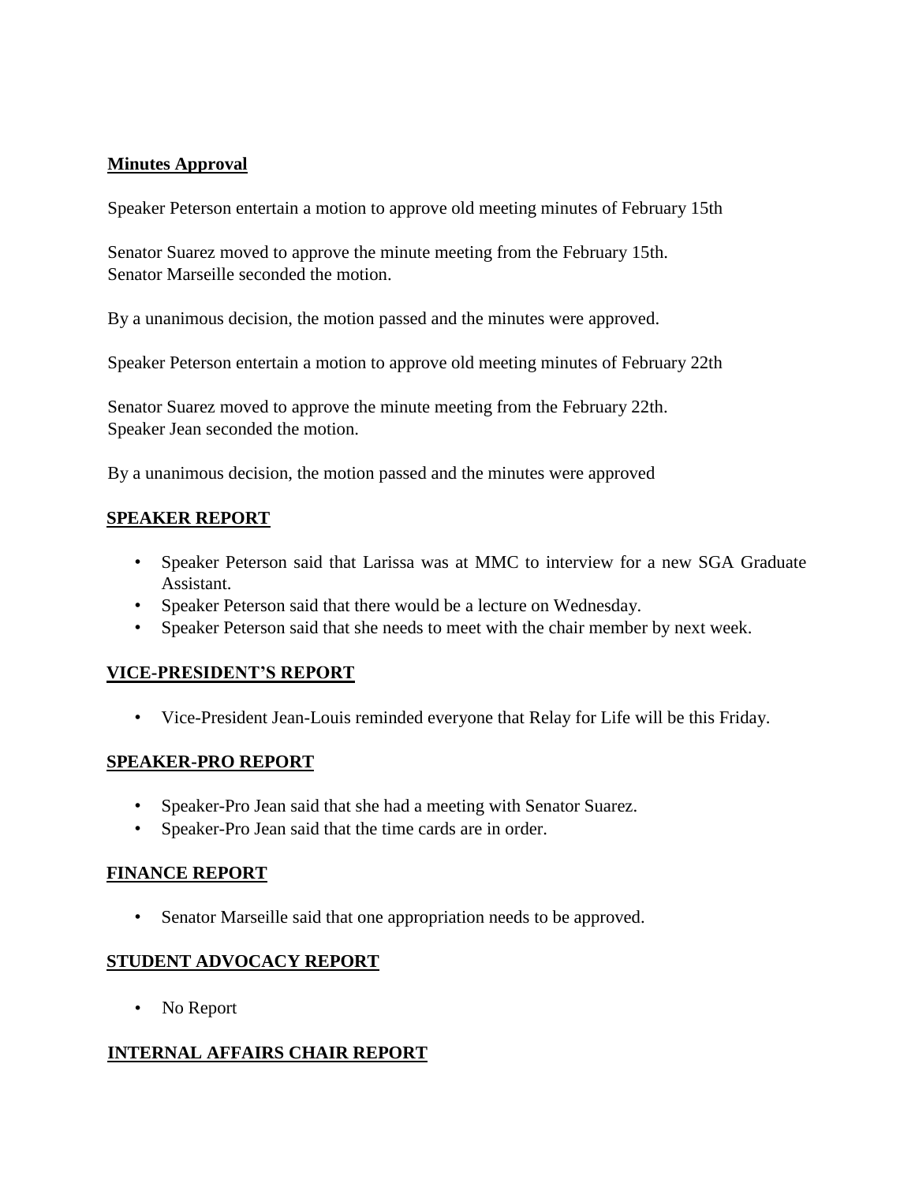**Minutes Approval**

Speaker Peterson entertain a motion to approve old meeting minutes of February 15th

Senator Suarez moved to approve the minute meeting from the February 15th.
Senator Marseille seconded the motion.

By a unanimous decision, the motion passed and the minutes were approved.

Speaker Peterson entertain a motion to approve old meeting minutes of February 22th

Senator Suarez moved to approve the minute meeting from the February 22th.
Speaker Jean seconded the motion.

By a unanimous decision, the motion passed and the minutes were approved

## SPEAKER REPORT

- Speaker Peterson said that Larissa was at MMC to interview for a new SGA Graduate Assistant.
- Speaker Peterson said that there would be a lecture on Wednesday.
- Speaker Peterson said that she needs to meet with the chair member by next week.

## VICE-PRESIDENT'S REPORT

- Vice-President Jean-Louis reminded everyone that Relay for Life will be this Friday.

## SPEAKER-PRO REPORT

- Speaker-Pro Jean said that she had a meeting with Senator Suarez.
- Speaker-Pro Jean said that the time cards are in order.

## FINANCE REPORT

- Senator Marseille said that one appropriation needs to be approved.

## STUDENT ADVOCACY REPORT

- No Report

## INTERNAL AFFAIRS CHAIR REPORT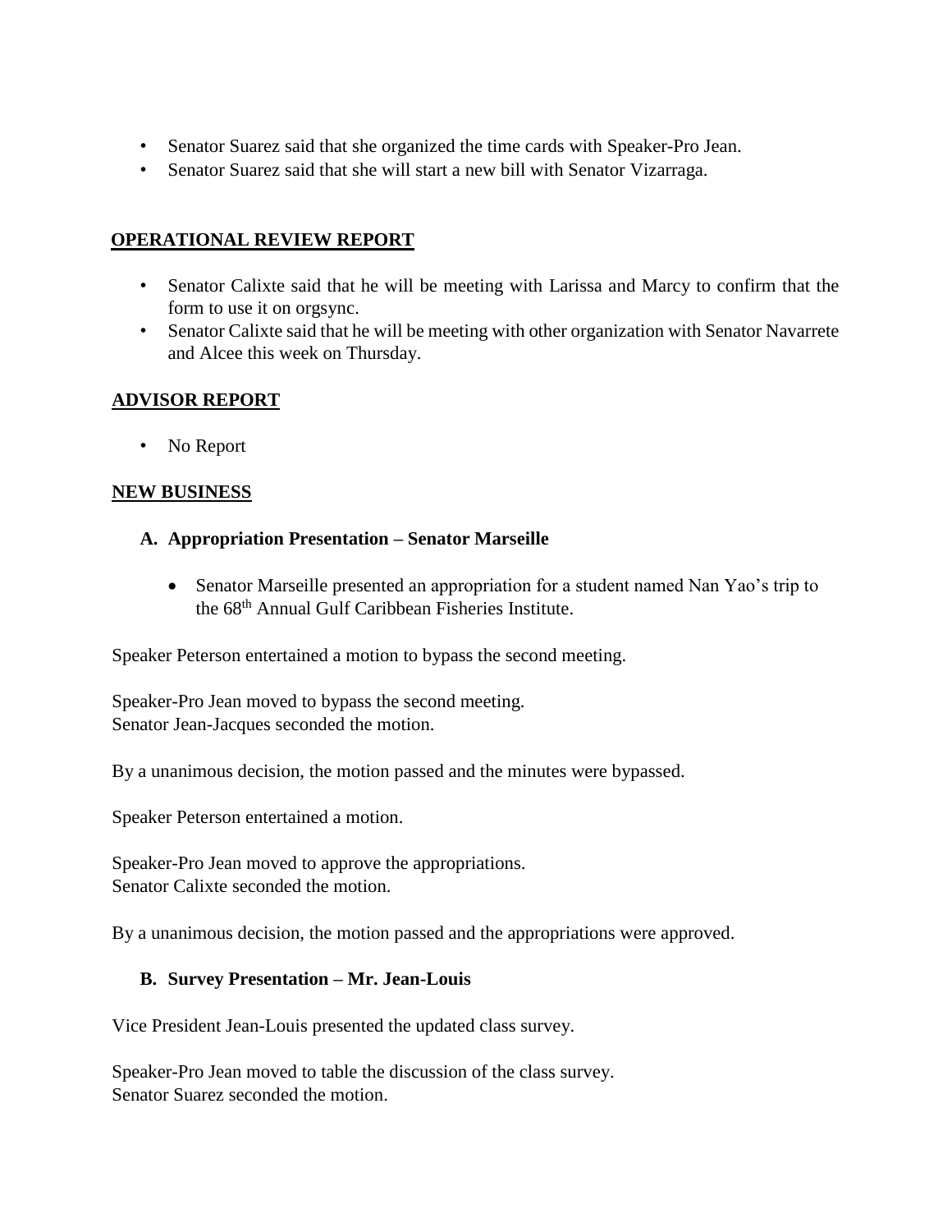- Senator Suarez said that she organized the time cards with Speaker-Pro Jean.
- Senator Suarez said that she will start a new bill with Senator Vizarraga.

## OPERATIONAL REVIEW REPORT

- Senator Calixte said that he will be meeting with Larissa and Marcy to confirm that the form to use it on orgsync.
- Senator Calixte said that he will be meeting with other organization with Senator Navarrete and Alcee this week on Thursday.

## ADVISOR REPORT

- No Report

## NEW BUSINESS

### A. Appropriation Presentation – Senator Marseille

- Senator Marseille presented an appropriation for a student named Nan Yao's trip to the 68th Annual Gulf Caribbean Fisheries Institute.

Speaker Peterson entertained a motion to bypass the second meeting.

Speaker-Pro Jean moved to bypass the second meeting.
Senator Jean-Jacques seconded the motion.

By a unanimous decision, the motion passed and the minutes were bypassed.

Speaker Peterson entertained a motion.

Speaker-Pro Jean moved to approve the appropriations.
Senator Calixte seconded the motion.

By a unanimous decision, the motion passed and the appropriations were approved.

### B. Survey Presentation – Mr. Jean-Louis

Vice President Jean-Louis presented the updated class survey.

Speaker-Pro Jean moved to table the discussion of the class survey.
Senator Suarez seconded the motion.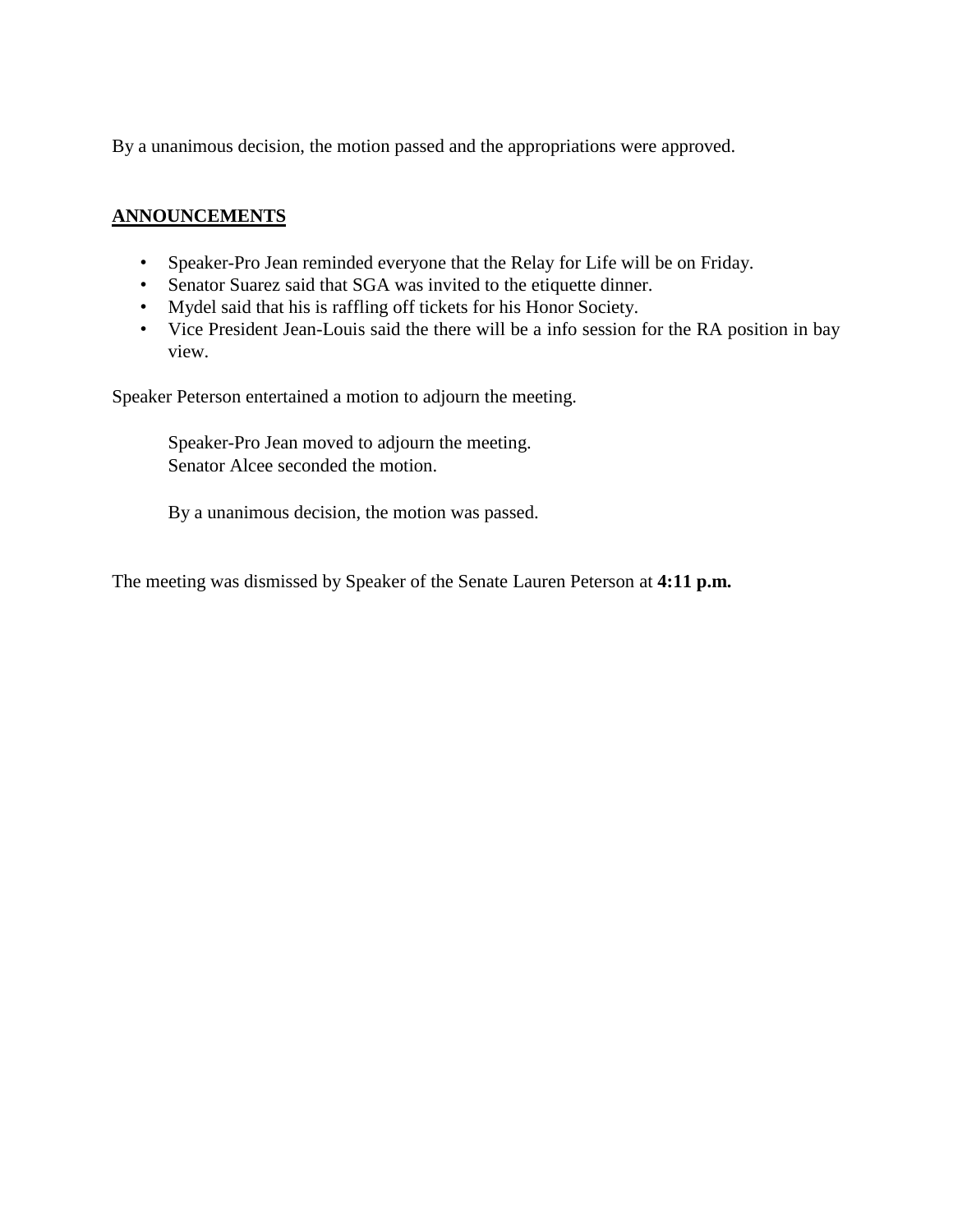By a unanimous decision, the motion passed and the appropriations were approved.

## ANNOUNCEMENTS

- Speaker-Pro Jean reminded everyone that the Relay for Life will be on Friday.
- Senator Suarez said that SGA was invited to the etiquette dinner.
- Mydel said that his is raffling off tickets for his Honor Society.
- Vice President Jean-Louis said the there will be a info session for the RA position in bay view.

Speaker Peterson entertained a motion to adjourn the meeting.

> Speaker-Pro Jean moved to adjourn the meeting.
> Senator Alcee seconded the motion.
>
> By a unanimous decision, the motion was passed.

The meeting was dismissed by Speaker of the Senate Lauren Peterson at **4:11 p.m.**